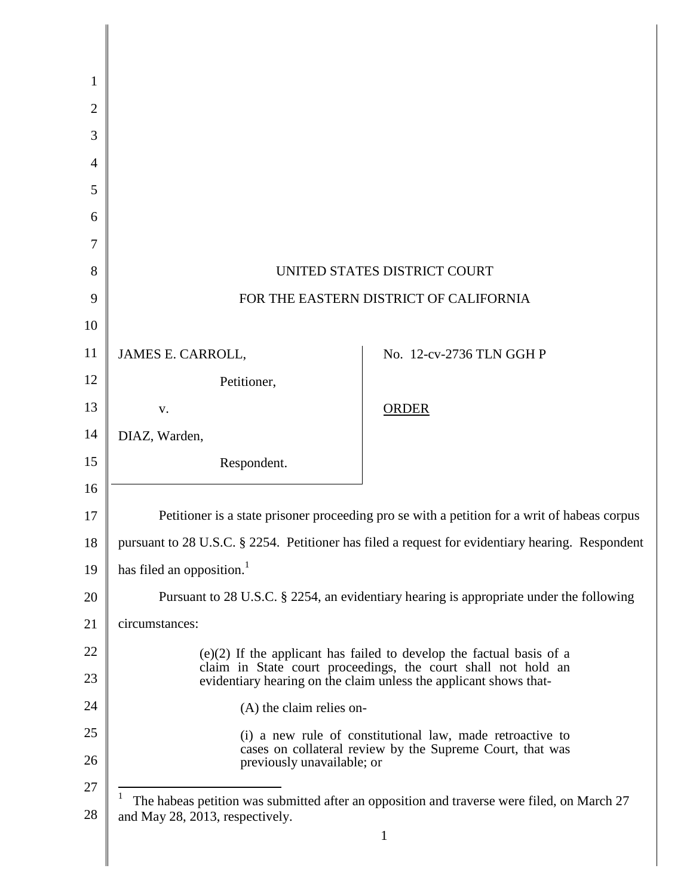UNITED STATES DISTRICT COURT

FOR THE EASTERN DISTRICT OF CALIFORNIA

| | |
|---|---|
| JAMES E. CARROLL, Petitioner, v. DIAZ, Warden, Respondent. | No. 12-cv-2736 TLN GGH P<br><br>ORDER |

Petitioner is a state prisoner proceeding pro se with a petition for a writ of habeas corpus pursuant to 28 U.S.C. § 2254. Petitioner has filed a request for evidentiary hearing. Respondent has filed an opposition.[1]

Pursuant to 28 U.S.C. § 2254, an evidentiary hearing is appropriate under the following circumstances:

> (e)(2) If the applicant has failed to develop the factual basis of a claim in State court proceedings, the court shall not hold an evidentiary hearing on the claim unless the applicant shows that-
>
> (A) the claim relies on-
>
> (i) a new rule of constitutional law, made retroactive to cases on collateral review by the Supreme Court, that was previously unavailable; or

---

[1] The habeas petition was submitted after an opposition and traverse were filed, on March 27 and May 28, 2013, respectively.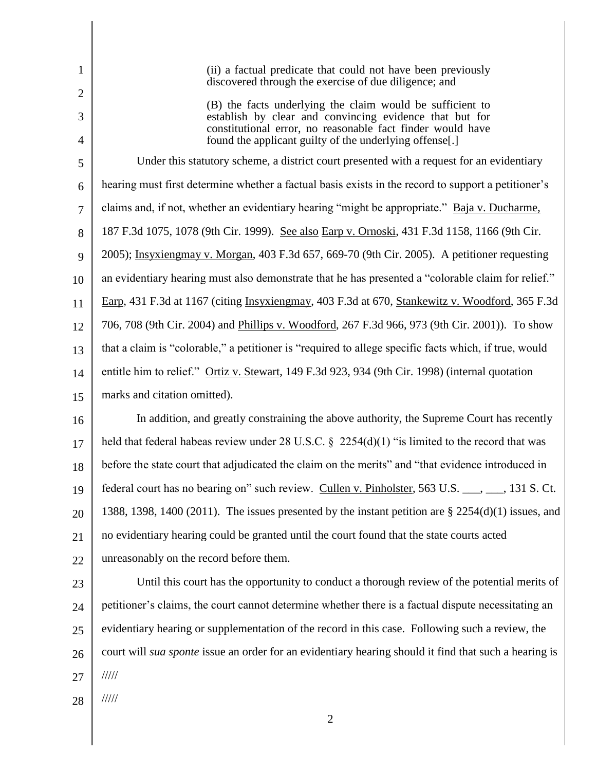> (ii) a factual predicate that could not have been previously discovered through the exercise of due diligence; and
>
> (B) the facts underlying the claim would be sufficient to establish by clear and convincing evidence that but for constitutional error, no reasonable fact finder would have found the applicant guilty of the underlying offense[.]

Under this statutory scheme, a district court presented with a request for an evidentiary hearing must first determine whether a factual basis exists in the record to support a petitioner's claims and, if not, whether an evidentiary hearing "might be appropriate." Baja v. Ducharme, 187 F.3d 1075, 1078 (9th Cir. 1999). See also Earp v. Ornoski, 431 F.3d 1158, 1166 (9th Cir. 2005); Insyxiengmay v. Morgan, 403 F.3d 657, 669-70 (9th Cir. 2005). A petitioner requesting an evidentiary hearing must also demonstrate that he has presented a "colorable claim for relief." Earp, 431 F.3d at 1167 (citing Insyxiengmay, 403 F.3d at 670, Stankewitz v. Woodford, 365 F.3d 706, 708 (9th Cir. 2004) and Phillips v. Woodford, 267 F.3d 966, 973 (9th Cir. 2001)). To show that a claim is "colorable," a petitioner is "required to allege specific facts which, if true, would entitle him to relief." Ortiz v. Stewart, 149 F.3d 923, 934 (9th Cir. 1998) (internal quotation marks and citation omitted).

In addition, and greatly constraining the above authority, the Supreme Court has recently held that federal habeas review under 28 U.S.C. § 2254(d)(1) "is limited to the record that was before the state court that adjudicated the claim on the merits" and "that evidence introduced in federal court has no bearing on" such review. Cullen v. Pinholster, 563 U.S. ___, ___, 131 S. Ct. 1388, 1398, 1400 (2011). The issues presented by the instant petition are § 2254(d)(1) issues, and no evidentiary hearing could be granted until the court found that the state courts acted unreasonably on the record before them.

Until this court has the opportunity to conduct a thorough review of the potential merits of petitioner's claims, the court cannot determine whether there is a factual dispute necessitating an evidentiary hearing or supplementation of the record in this case. Following such a review, the court will *sua sponte* issue an order for an evidentiary hearing should it find that such a hearing is

/////

/////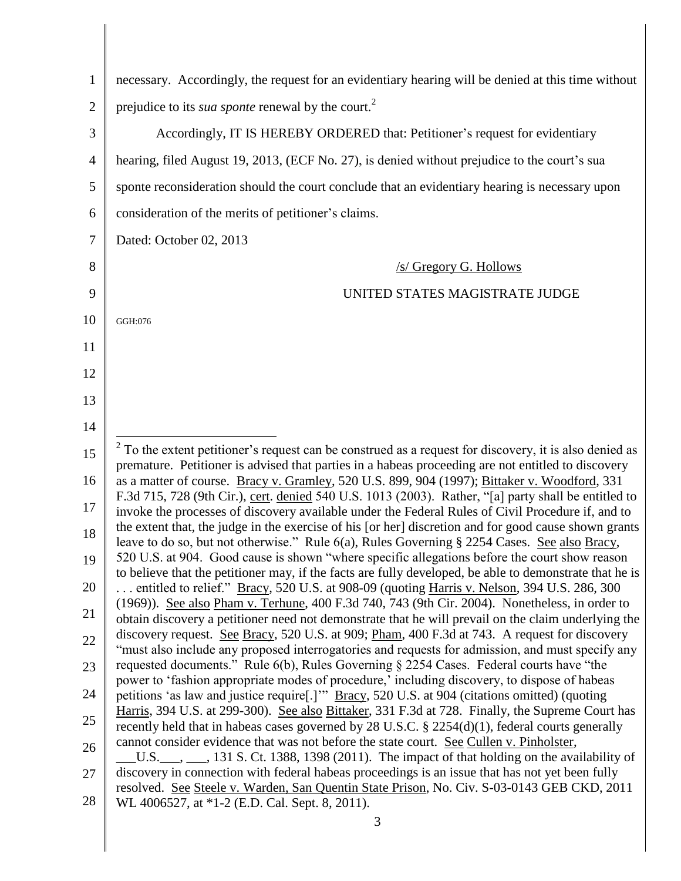necessary. Accordingly, the request for an evidentiary hearing will be denied at this time without prejudice to its *sua sponte* renewal by the court.[2]

Accordingly, IT IS HEREBY ORDERED that: Petitioner's request for evidentiary hearing, filed August 19, 2013, (ECF No. 27), is denied without prejudice to the court's sua sponte reconsideration should the court conclude that an evidentiary hearing is necessary upon consideration of the merits of petitioner's claims.

Dated: October 02, 2013

/s/ Gregory G. Hollows

UNITED STATES MAGISTRATE JUDGE

GGH:076

---

[2] To the extent petitioner's request can be construed as a request for discovery, it is also denied as premature. Petitioner is advised that parties in a habeas proceeding are not entitled to discovery as a matter of course. Bracy v. Gramley, 520 U.S. 899, 904 (1997); Bittaker v. Woodford, 331 F.3d 715, 728 (9th Cir.), cert. denied 540 U.S. 1013 (2003). Rather, "[a] party shall be entitled to invoke the processes of discovery available under the Federal Rules of Civil Procedure if, and to the extent that, the judge in the exercise of his [or her] discretion and for good cause shown grants leave to do so, but not otherwise." Rule 6(a), Rules Governing § 2254 Cases. See also Bracy, 520 U.S. at 904. Good cause is shown "where specific allegations before the court show reason to believe that the petitioner may, if the facts are fully developed, be able to demonstrate that he is . . . entitled to relief." Bracy, 520 U.S. at 908-09 (quoting Harris v. Nelson, 394 U.S. 286, 300 (1969)). See also Pham v. Terhune, 400 F.3d 740, 743 (9th Cir. 2004). Nonetheless, in order to obtain discovery a petitioner need not demonstrate that he will prevail on the claim underlying the discovery request. See Bracy, 520 U.S. at 909; Pham, 400 F.3d at 743. A request for discovery "must also include any proposed interrogatories and requests for admission, and must specify any requested documents." Rule 6(b), Rules Governing § 2254 Cases. Federal courts have "the power to 'fashion appropriate modes of procedure,' including discovery, to dispose of habeas petitions 'as law and justice require[.]'" Bracy, 520 U.S. at 904 (citations omitted) (quoting Harris, 394 U.S. at 299-300). See also Bittaker, 331 F.3d at 728. Finally, the Supreme Court has recently held that in habeas cases governed by 28 U.S.C. § 2254(d)(1), federal courts generally cannot consider evidence that was not before the state court. See Cullen v. Pinholster, \_\_\_U.S.\_\_\_, \_\_\_, 131 S. Ct. 1388, 1398 (2011). The impact of that holding on the availability of discovery in connection with federal habeas proceedings is an issue that has not yet been fully resolved. See Steele v. Warden, San Quentin State Prison, No. Civ. S-03-0143 GEB CKD, 2011 WL 4006527, at *1-2 (E.D. Cal. Sept. 8, 2011).